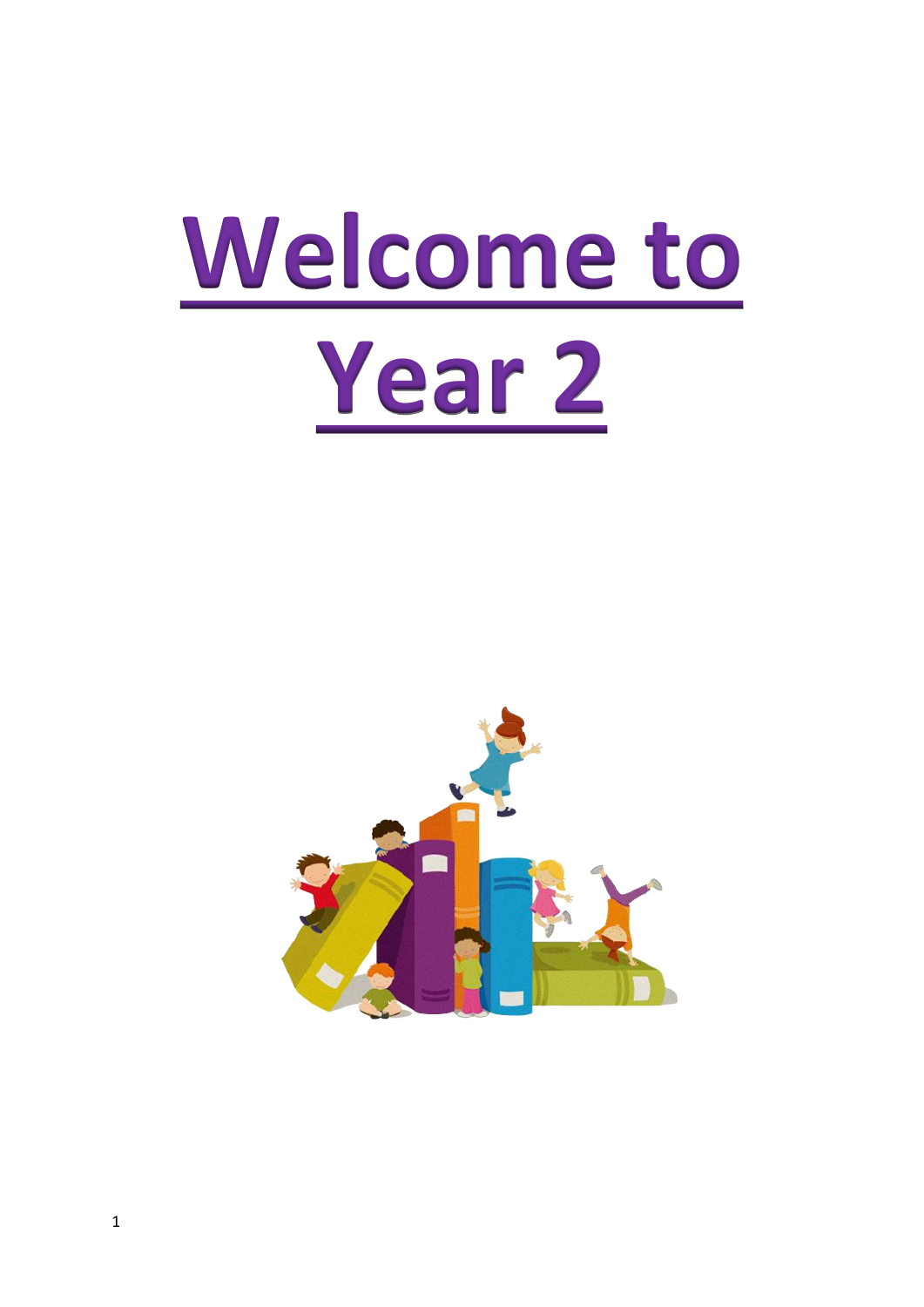# Welcome to Year 2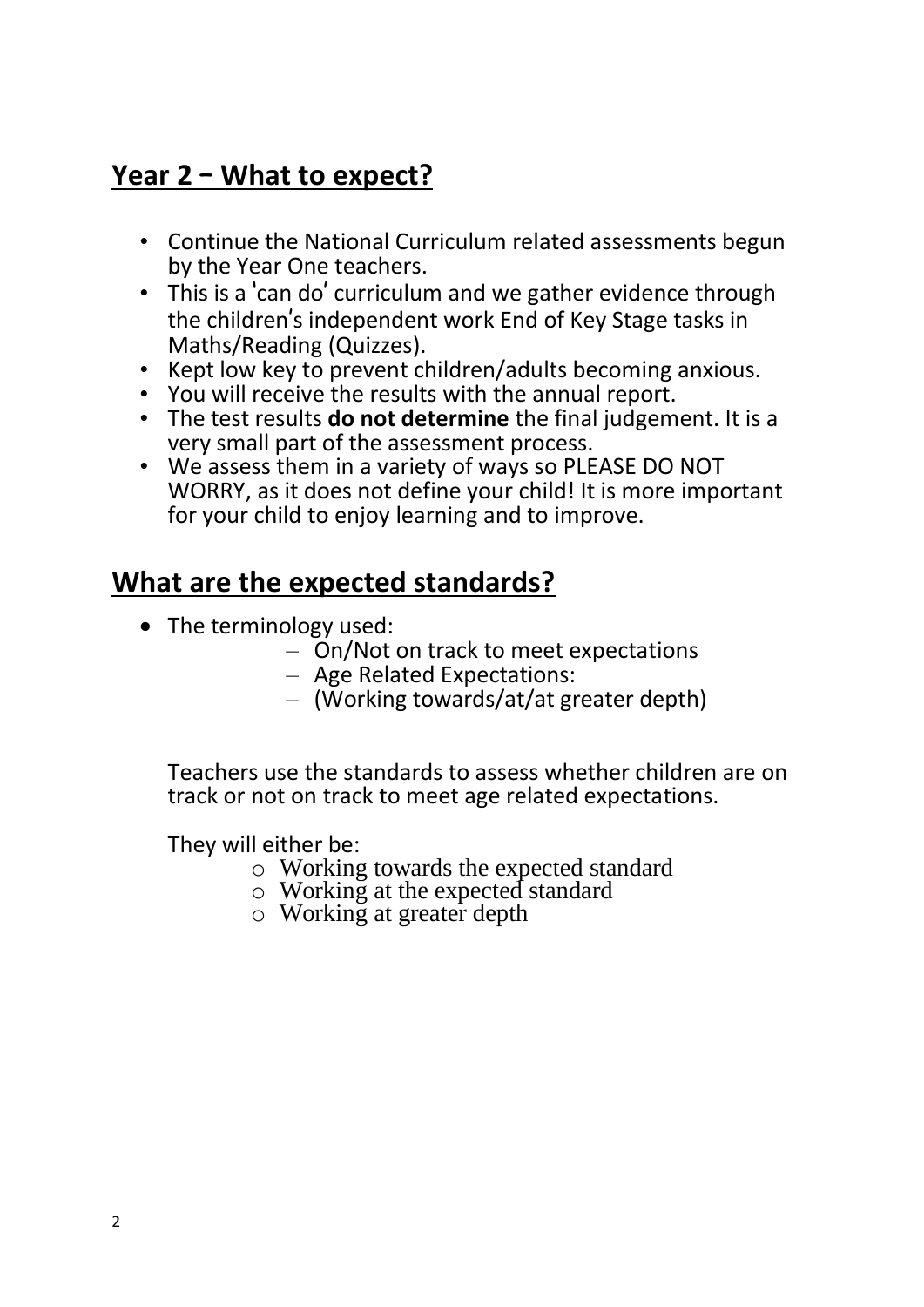## Year 2 – What to expect?

- Continue the National Curriculum related assessments begun by the Year One teachers.
- This is a 'can do' curriculum and we gather evidence through the children's independent work End of Key Stage tasks in Maths/Reading (Quizzes).
- Kept low key to prevent children/adults becoming anxious.
- You will receive the results with the annual report.
- The test results **do not determine** the final judgement. It is a very small part of the assessment process.
- We assess them in a variety of ways so PLEASE DO NOT WORRY, as it does not define your child! It is more important for your child to enjoy learning and to improve.

## What are the expected standards?

- The terminology used:
  - On/Not on track to meet expectations
  - Age Related Expectations:
  - (Working towards/at/at greater depth)

Teachers use the standards to assess whether children are on track or not on track to meet age related expectations.

They will either be:

- Working towards the expected standard
- Working at the expected standard
- Working at greater depth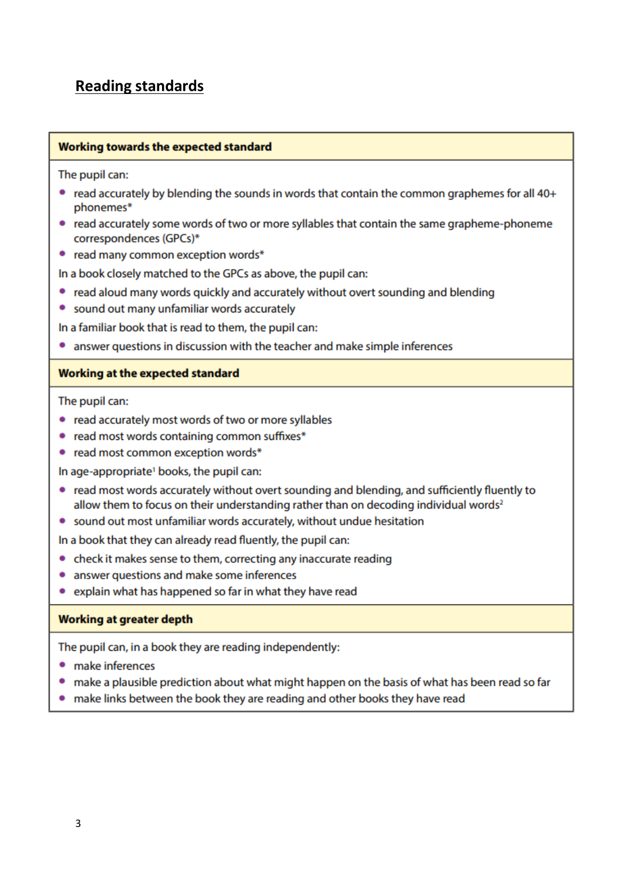## Reading standards

### Working towards the expected standard

The pupil can:

- read accurately by blending the sounds in words that contain the common graphemes for all 40+ phonemes*
- read accurately some words of two or more syllables that contain the same grapheme-phoneme correspondences (GPCs)*
- read many common exception words*

In a book closely matched to the GPCs as above, the pupil can:

- read aloud many words quickly and accurately without overt sounding and blending
- sound out many unfamiliar words accurately

In a familiar book that is read to them, the pupil can:

- answer questions in discussion with the teacher and make simple inferences

### Working at the expected standard

The pupil can:

- read accurately most words of two or more syllables
- read most words containing common suffixes*
- read most common exception words*

In age-appropriate[1] books, the pupil can:

- read most words accurately without overt sounding and blending, and sufficiently fluently to allow them to focus on their understanding rather than on decoding individual words[2]
- sound out most unfamiliar words accurately, without undue hesitation

In a book that they can already read fluently, the pupil can:

- check it makes sense to them, correcting any inaccurate reading
- answer questions and make some inferences
- explain what has happened so far in what they have read

### Working at greater depth

The pupil can, in a book they are reading independently:

- make inferences
- make a plausible prediction about what might happen on the basis of what has been read so far
- make links between the book they are reading and other books they have read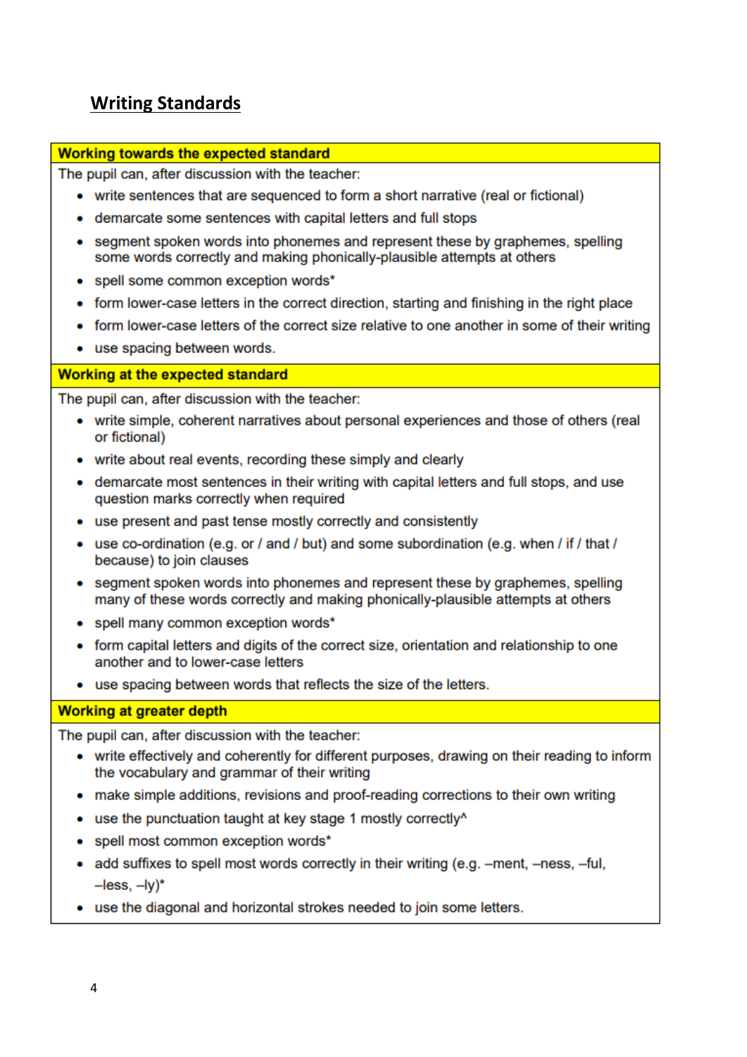## Writing Standards

**Working towards the expected standard**

The pupil can, after discussion with the teacher:

- write sentences that are sequenced to form a short narrative (real or fictional)
- demarcate some sentences with capital letters and full stops
- segment spoken words into phonemes and represent these by graphemes, spelling some words correctly and making phonically-plausible attempts at others
- spell some common exception words*
- form lower-case letters in the correct direction, starting and finishing in the right place
- form lower-case letters of the correct size relative to one another in some of their writing
- use spacing between words.

**Working at the expected standard**

The pupil can, after discussion with the teacher:

- write simple, coherent narratives about personal experiences and those of others (real or fictional)
- write about real events, recording these simply and clearly
- demarcate most sentences in their writing with capital letters and full stops, and use question marks correctly when required
- use present and past tense mostly correctly and consistently
- use co-ordination (e.g. or / and / but) and some subordination (e.g. when / if / that / because) to join clauses
- segment spoken words into phonemes and represent these by graphemes, spelling many of these words correctly and making phonically-plausible attempts at others
- spell many common exception words*
- form capital letters and digits of the correct size, orientation and relationship to one another and to lower-case letters
- use spacing between words that reflects the size of the letters.

**Working at greater depth**

The pupil can, after discussion with the teacher:

- write effectively and coherently for different purposes, drawing on their reading to inform the vocabulary and grammar of their writing
- make simple additions, revisions and proof-reading corrections to their own writing
- use the punctuation taught at key stage 1 mostly correctly^
- spell most common exception words*
- add suffixes to spell most words correctly in their writing (e.g. –ment, –ness, –ful, –less, –ly)*
- use the diagonal and horizontal strokes needed to join some letters.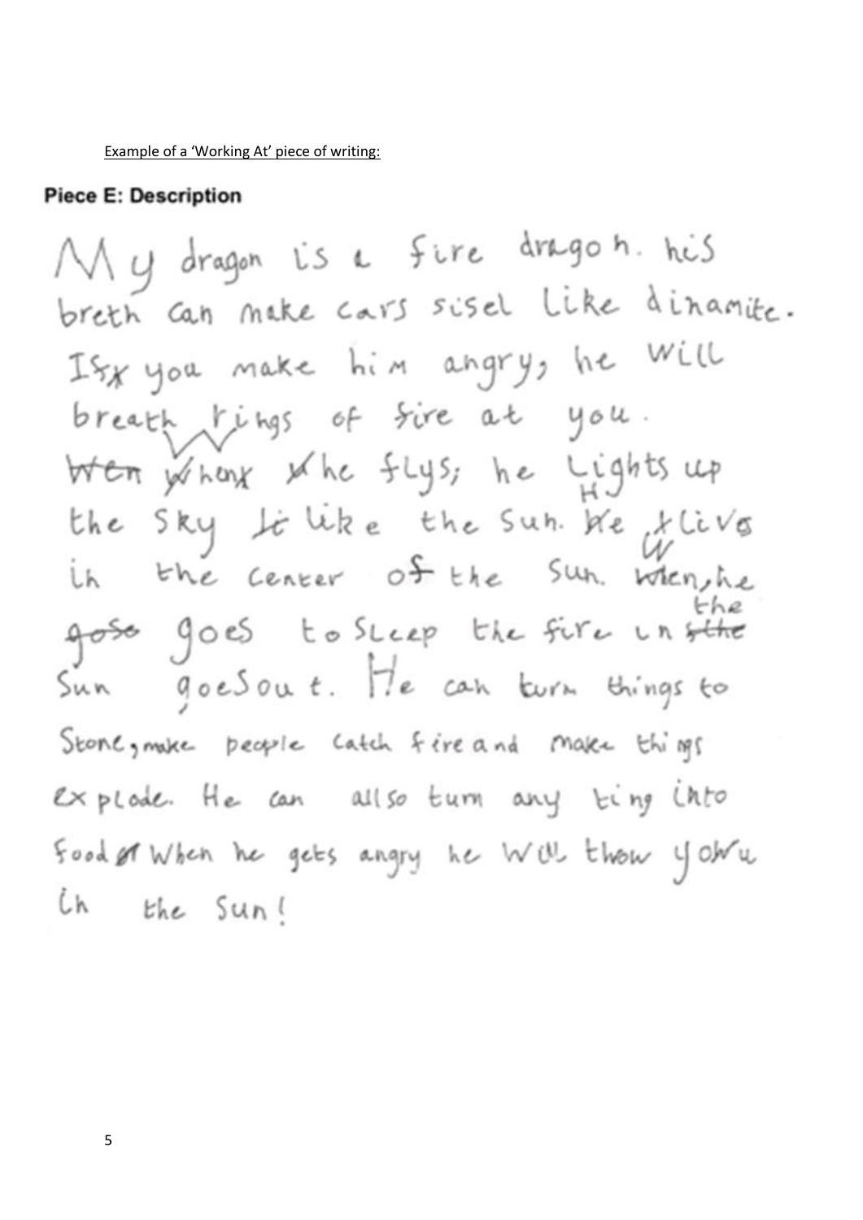Example of a 'Working At' piece of writing:

**Piece E: Description**

My dragon is a fire dragon. his breth can make cars sisel like dinamite. If you make him angry, he will breath rings of fire at you. When he flys, he Lights up the Sky like the Sun. He lives in the center of the Sun. When he goes to sleep the fire in the Sun goes out. He can turn things to Stone, make people catch fire and make things explode. He can allso turn any ting into food. When he gets angry he will thow you in the Sun!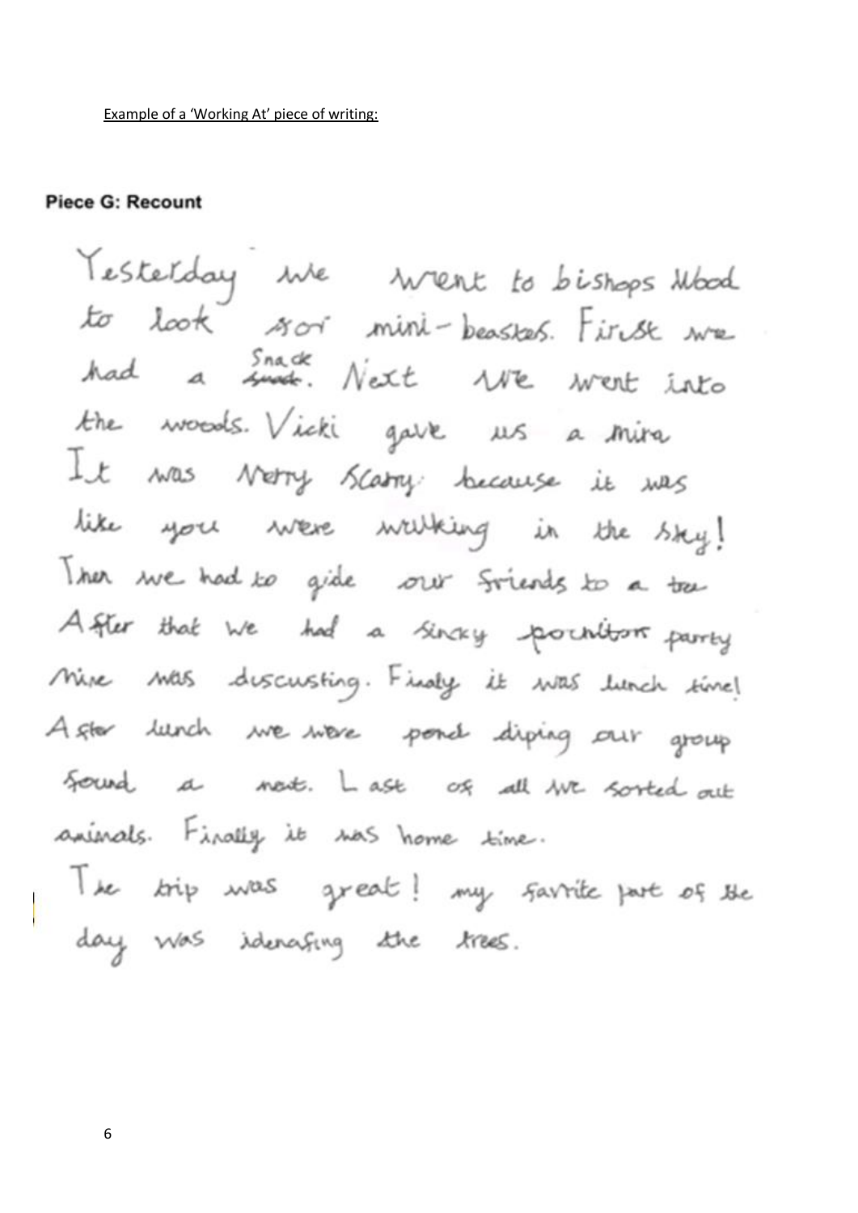Example of a 'Working At' piece of writing:

**Piece G: Recount**

Yesterday we went to bishops Wood to look for mini-beasties. First we had a snack. Next we went into the woods. Vicki gave us a mira It was verry scarry because it was like you were walking in the sky! Then we had to gide our friends to a tree After that we had a sticky pochitom parrty Mine was duscusting. Finaly it was lunch time! After lunch we were pond diping our group found a newt. Last of all we sorted out animals. Finally it was home time.

The trip was great! my favrite part of the day was idenafing the trees.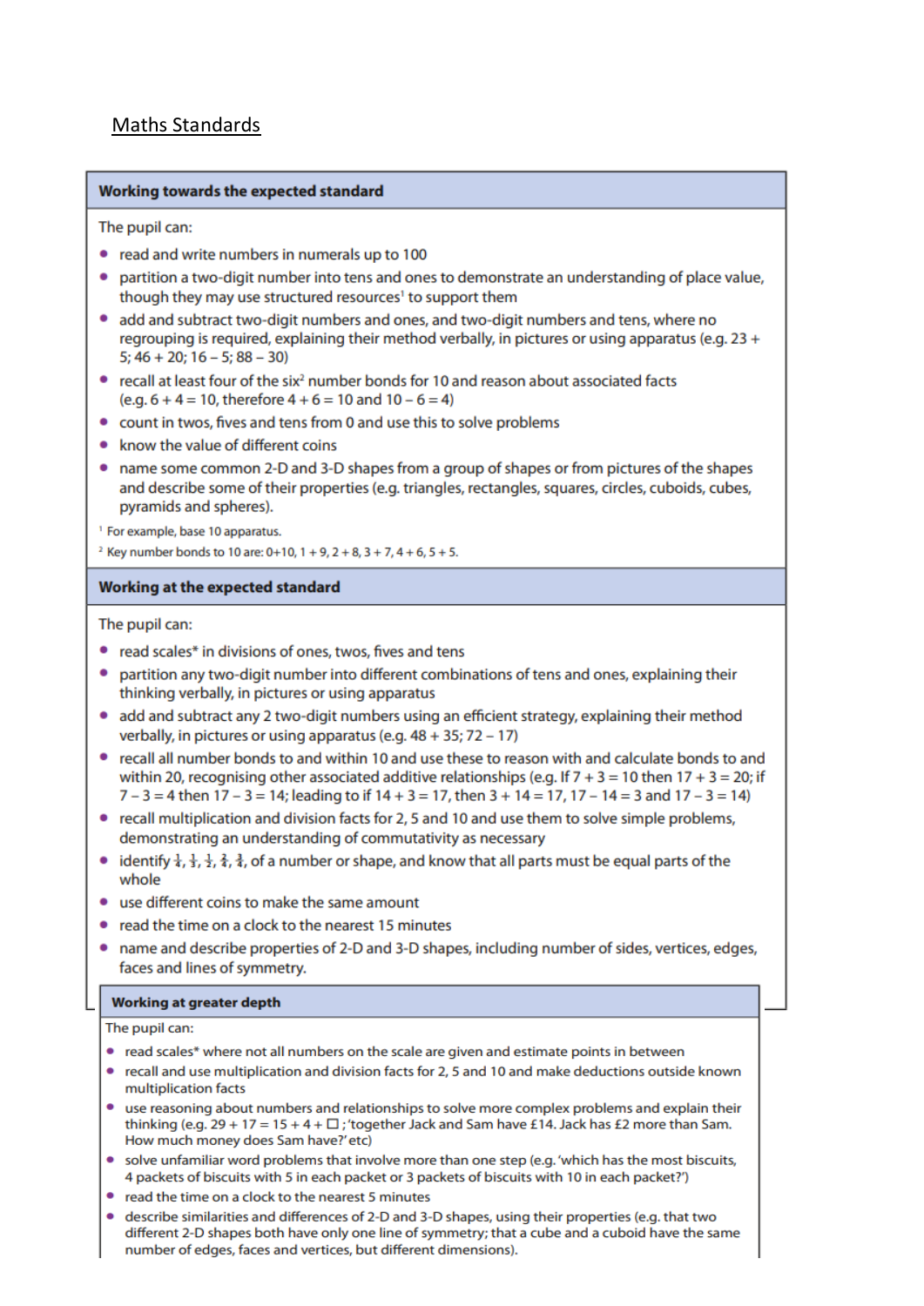<u>Maths Standards</u>

## Working towards the expected standard

The pupil can:

- read and write numbers in numerals up to 100
- partition a two-digit number into tens and ones to demonstrate an understanding of place value, though they may use structured resources[1] to support them
- add and subtract two-digit numbers and ones, and two-digit numbers and tens, where no regrouping is required, explaining their method verbally, in pictures or using apparatus (e.g. 23 + 5; 46 + 20; 16 – 5; 88 – 30)
- recall at least four of the six[2] number bonds for 10 and reason about associated facts (e.g. 6 + 4 = 10, therefore 4 + 6 = 10 and 10 – 6 = 4)
- count in twos, fives and tens from 0 and use this to solve problems
- know the value of different coins
- name some common 2-D and 3-D shapes from a group of shapes or from pictures of the shapes and describe some of their properties (e.g. triangles, rectangles, squares, circles, cuboids, cubes, pyramids and spheres).

[1] For example, base 10 apparatus.

[2] Key number bonds to 10 are: 0+10, 1 + 9, 2 + 8, 3 + 7, 4 + 6, 5 + 5.

## Working at the expected standard

The pupil can:

- read scales* in divisions of ones, twos, fives and tens
- partition any two-digit number into different combinations of tens and ones, explaining their thinking verbally, in pictures or using apparatus
- add and subtract any 2 two-digit numbers using an efficient strategy, explaining their method verbally, in pictures or using apparatus (e.g. 48 + 35; 72 – 17)
- recall all number bonds to and within 10 and use these to reason with and calculate bonds to and within 20, recognising other associated additive relationships (e.g. If 7 + 3 = 10 then 17 + 3 = 20; if 7 – 3 = 4 then 17 – 3 = 14; leading to if 14 + 3 = 17, then 3 + 14 = 17, 17 – 14 = 3 and 17 – 3 = 14)
- recall multiplication and division facts for 2, 5 and 10 and use them to solve simple problems, demonstrating an understanding of commutativity as necessary
- identify $\frac{1}{4}$, $\frac{1}{3}$, $\frac{1}{2}$, $\frac{2}{4}$, $\frac{3}{4}$, of a number or shape, and know that all parts must be equal parts of the whole
- use different coins to make the same amount
- read the time on a clock to the nearest 15 minutes
- name and describe properties of 2-D and 3-D shapes, including number of sides, vertices, edges, faces and lines of symmetry.

## Working at greater depth

The pupil can:

- read scales* where not all numbers on the scale are given and estimate points in between
- recall and use multiplication and division facts for 2, 5 and 10 and make deductions outside known multiplication facts
- use reasoning about numbers and relationships to solve more complex problems and explain their thinking (e.g. 29 + 17 = 15 + 4 + ☐; 'together Jack and Sam have £14. Jack has £2 more than Sam. How much money does Sam have?' etc)
- solve unfamiliar word problems that involve more than one step (e.g. 'which has the most biscuits, 4 packets of biscuits with 5 in each packet or 3 packets of biscuits with 10 in each packet?')
- read the time on a clock to the nearest 5 minutes
- describe similarities and differences of 2-D and 3-D shapes, using their properties (e.g. that two different 2-D shapes both have only one line of symmetry; that a cube and a cuboid have the same number of edges, faces and vertices, but different dimensions).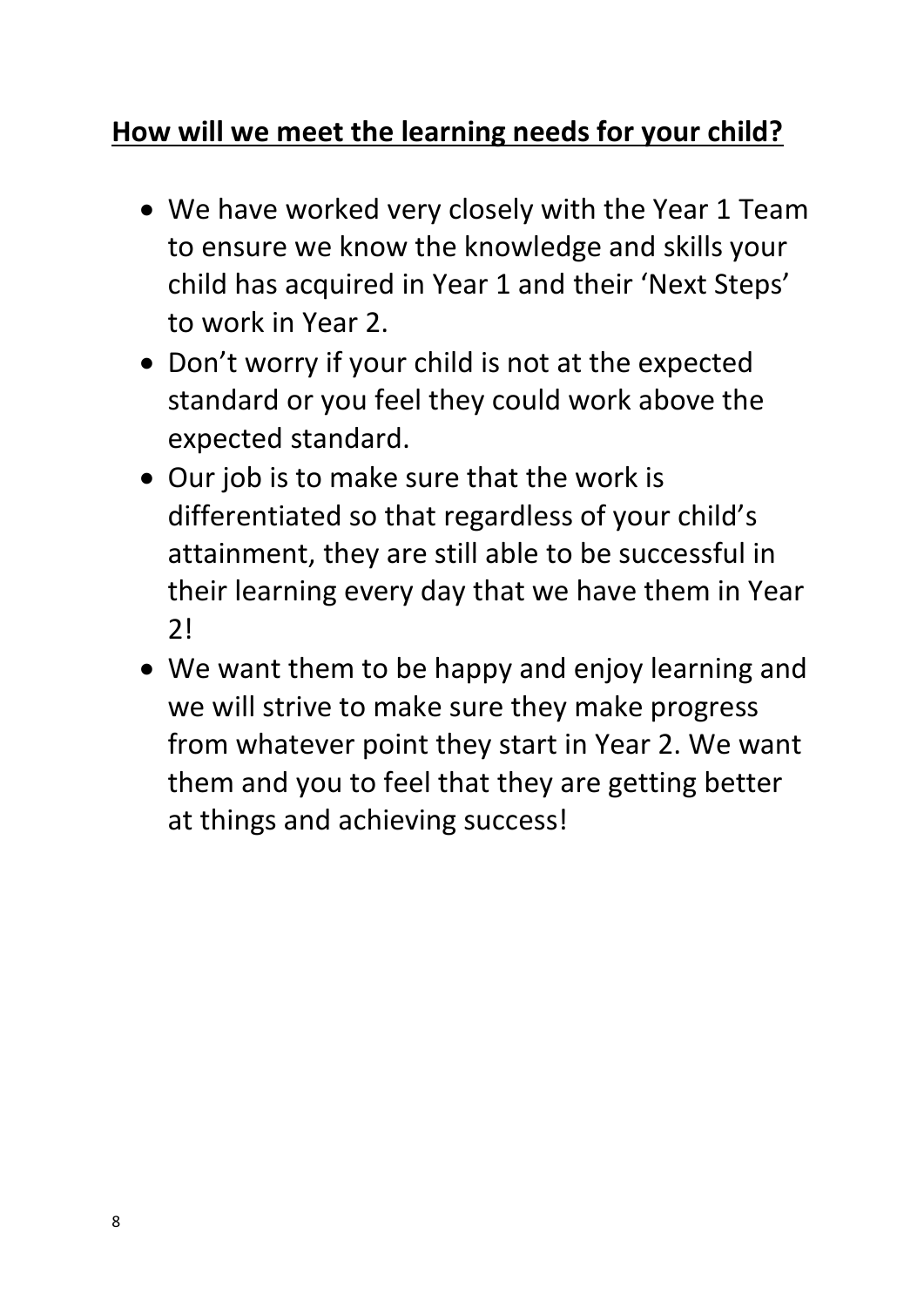## **How will we meet the learning needs for your child?**

- We have worked very closely with the Year 1 Team to ensure we know the knowledge and skills your child has acquired in Year 1 and their 'Next Steps' to work in Year 2.
- Don't worry if your child is not at the expected standard or you feel they could work above the expected standard.
- Our job is to make sure that the work is differentiated so that regardless of your child's attainment, they are still able to be successful in their learning every day that we have them in Year 2!
- We want them to be happy and enjoy learning and we will strive to make sure they make progress from whatever point they start in Year 2. We want them and you to feel that they are getting better at things and achieving success!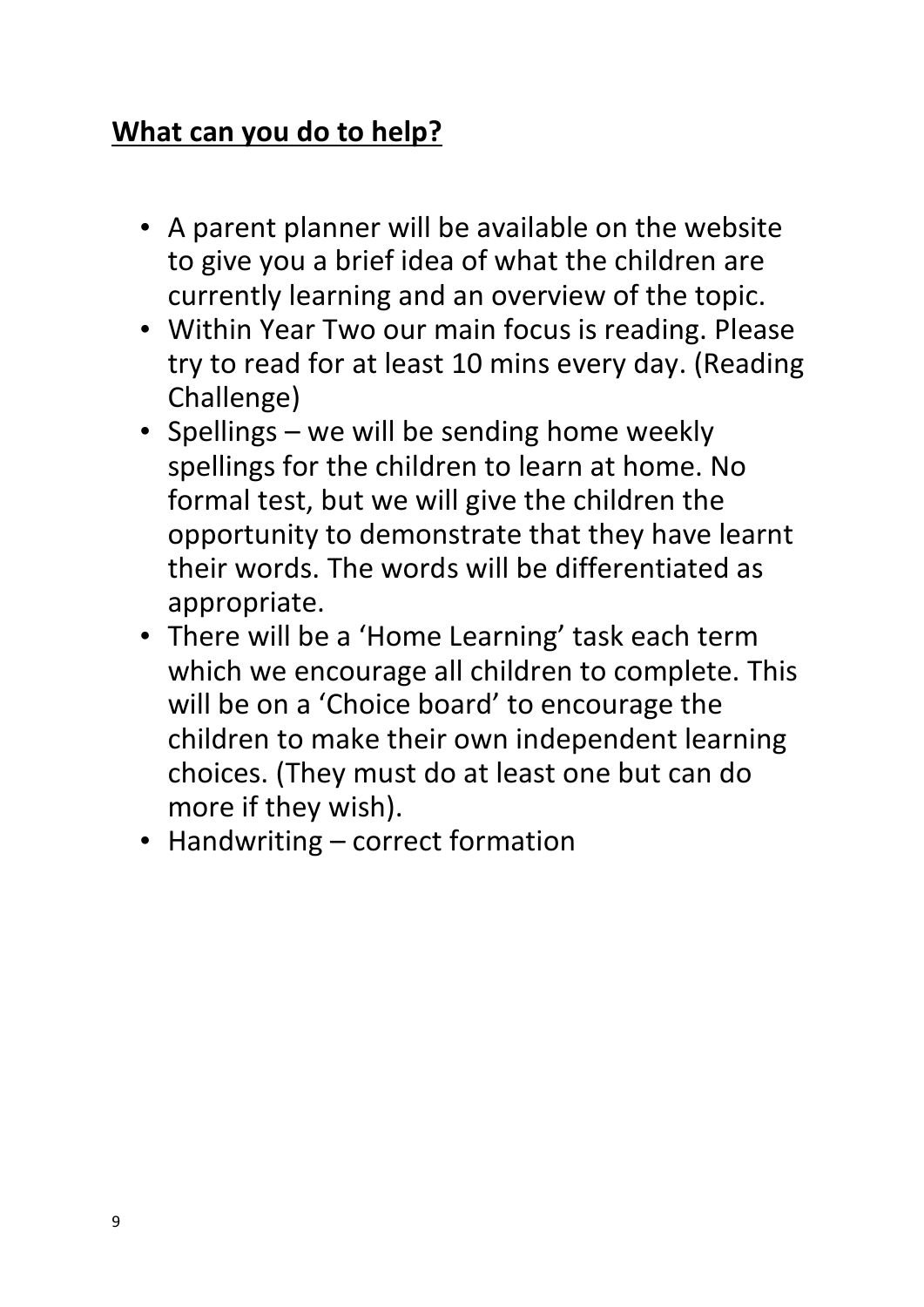## **What can you do to help?**

- A parent planner will be available on the website to give you a brief idea of what the children are currently learning and an overview of the topic.
- Within Year Two our main focus is reading. Please try to read for at least 10 mins every day. (Reading Challenge)
- Spellings – we will be sending home weekly spellings for the children to learn at home. No formal test, but we will give the children the opportunity to demonstrate that they have learnt their words. The words will be differentiated as appropriate.
- There will be a 'Home Learning' task each term which we encourage all children to complete. This will be on a 'Choice board' to encourage the children to make their own independent learning choices. (They must do at least one but can do more if they wish).
- Handwriting – correct formation